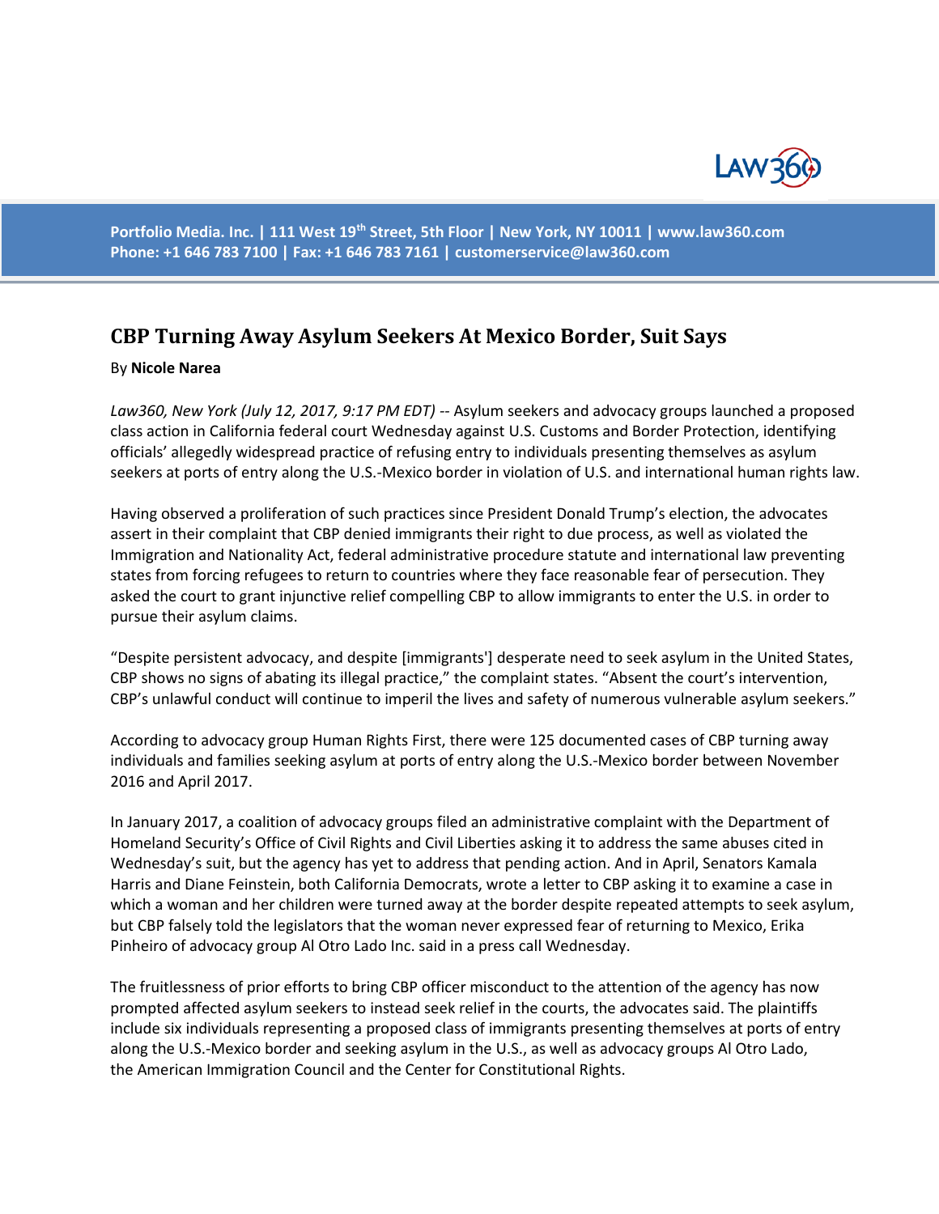Portfolio Media. Inc. | 111 West 19th Street, 5th Floor | New York, NY 10011 | www.law360.com
Phone: +1 646 783 7100 | Fax: +1 646 783 7161 | customerservice@law360.com

# CBP Turning Away Asylum Seekers At Mexico Border, Suit Says

By **Nicole Narea**

*Law360, New York (July 12, 2017, 9:17 PM EDT)* -- Asylum seekers and advocacy groups launched a proposed class action in California federal court Wednesday against U.S. Customs and Border Protection, identifying officials' allegedly widespread practice of refusing entry to individuals presenting themselves as asylum seekers at ports of entry along the U.S.-Mexico border in violation of U.S. and international human rights law.

Having observed a proliferation of such practices since President Donald Trump's election, the advocates assert in their complaint that CBP denied immigrants their right to due process, as well as violated the Immigration and Nationality Act, federal administrative procedure statute and international law preventing states from forcing refugees to return to countries where they face reasonable fear of persecution. They asked the court to grant injunctive relief compelling CBP to allow immigrants to enter the U.S. in order to pursue their asylum claims.

"Despite persistent advocacy, and despite [immigrants'] desperate need to seek asylum in the United States, CBP shows no signs of abating its illegal practice," the complaint states. "Absent the court's intervention, CBP's unlawful conduct will continue to imperil the lives and safety of numerous vulnerable asylum seekers."

According to advocacy group Human Rights First, there were 125 documented cases of CBP turning away individuals and families seeking asylum at ports of entry along the U.S.-Mexico border between November 2016 and April 2017.

In January 2017, a coalition of advocacy groups filed an administrative complaint with the Department of Homeland Security's Office of Civil Rights and Civil Liberties asking it to address the same abuses cited in Wednesday's suit, but the agency has yet to address that pending action. And in April, Senators Kamala Harris and Diane Feinstein, both California Democrats, wrote a letter to CBP asking it to examine a case in which a woman and her children were turned away at the border despite repeated attempts to seek asylum, but CBP falsely told the legislators that the woman never expressed fear of returning to Mexico, Erika Pinheiro of advocacy group Al Otro Lado Inc. said in a press call Wednesday.

The fruitlessness of prior efforts to bring CBP officer misconduct to the attention of the agency has now prompted affected asylum seekers to instead seek relief in the courts, the advocates said. The plaintiffs include six individuals representing a proposed class of immigrants presenting themselves at ports of entry along the U.S.-Mexico border and seeking asylum in the U.S., as well as advocacy groups Al Otro Lado, the American Immigration Council and the Center for Constitutional Rights.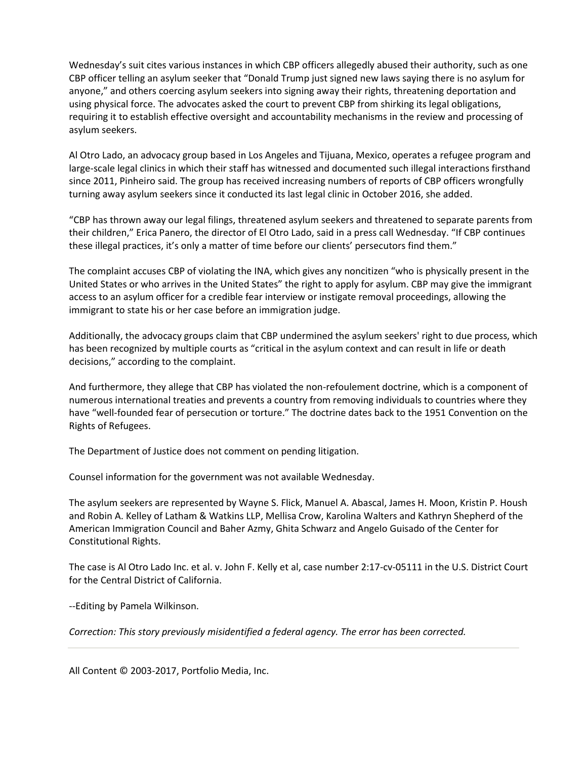Wednesday's suit cites various instances in which CBP officers allegedly abused their authority, such as one CBP officer telling an asylum seeker that "Donald Trump just signed new laws saying there is no asylum for anyone," and others coercing asylum seekers into signing away their rights, threatening deportation and using physical force. The advocates asked the court to prevent CBP from shirking its legal obligations, requiring it to establish effective oversight and accountability mechanisms in the review and processing of asylum seekers.

Al Otro Lado, an advocacy group based in Los Angeles and Tijuana, Mexico, operates a refugee program and large-scale legal clinics in which their staff has witnessed and documented such illegal interactions firsthand since 2011, Pinheiro said. The group has received increasing numbers of reports of CBP officers wrongfully turning away asylum seekers since it conducted its last legal clinic in October 2016, she added.

"CBP has thrown away our legal filings, threatened asylum seekers and threatened to separate parents from their children," Erica Panero, the director of El Otro Lado, said in a press call Wednesday. "If CBP continues these illegal practices, it's only a matter of time before our clients' persecutors find them."

The complaint accuses CBP of violating the INA, which gives any noncitizen "who is physically present in the United States or who arrives in the United States" the right to apply for asylum. CBP may give the immigrant access to an asylum officer for a credible fear interview or instigate removal proceedings, allowing the immigrant to state his or her case before an immigration judge.

Additionally, the advocacy groups claim that CBP undermined the asylum seekers' right to due process, which has been recognized by multiple courts as "critical in the asylum context and can result in life or death decisions," according to the complaint.

And furthermore, they allege that CBP has violated the non-refoulement doctrine, which is a component of numerous international treaties and prevents a country from removing individuals to countries where they have "well-founded fear of persecution or torture." The doctrine dates back to the 1951 Convention on the Rights of Refugees.

The Department of Justice does not comment on pending litigation.

Counsel information for the government was not available Wednesday.

The asylum seekers are represented by Wayne S. Flick, Manuel A. Abascal, James H. Moon, Kristin P. Housh and Robin A. Kelley of Latham & Watkins LLP, Mellisa Crow, Karolina Walters and Kathryn Shepherd of the American Immigration Council and Baher Azmy, Ghita Schwarz and Angelo Guisado of the Center for Constitutional Rights.

The case is Al Otro Lado Inc. et al. v. John F. Kelly et al, case number 2:17-cv-05111 in the U.S. District Court for the Central District of California.

--Editing by Pamela Wilkinson.

*Correction: This story previously misidentified a federal agency. The error has been corrected.*

---

All Content © 2003-2017, Portfolio Media, Inc.